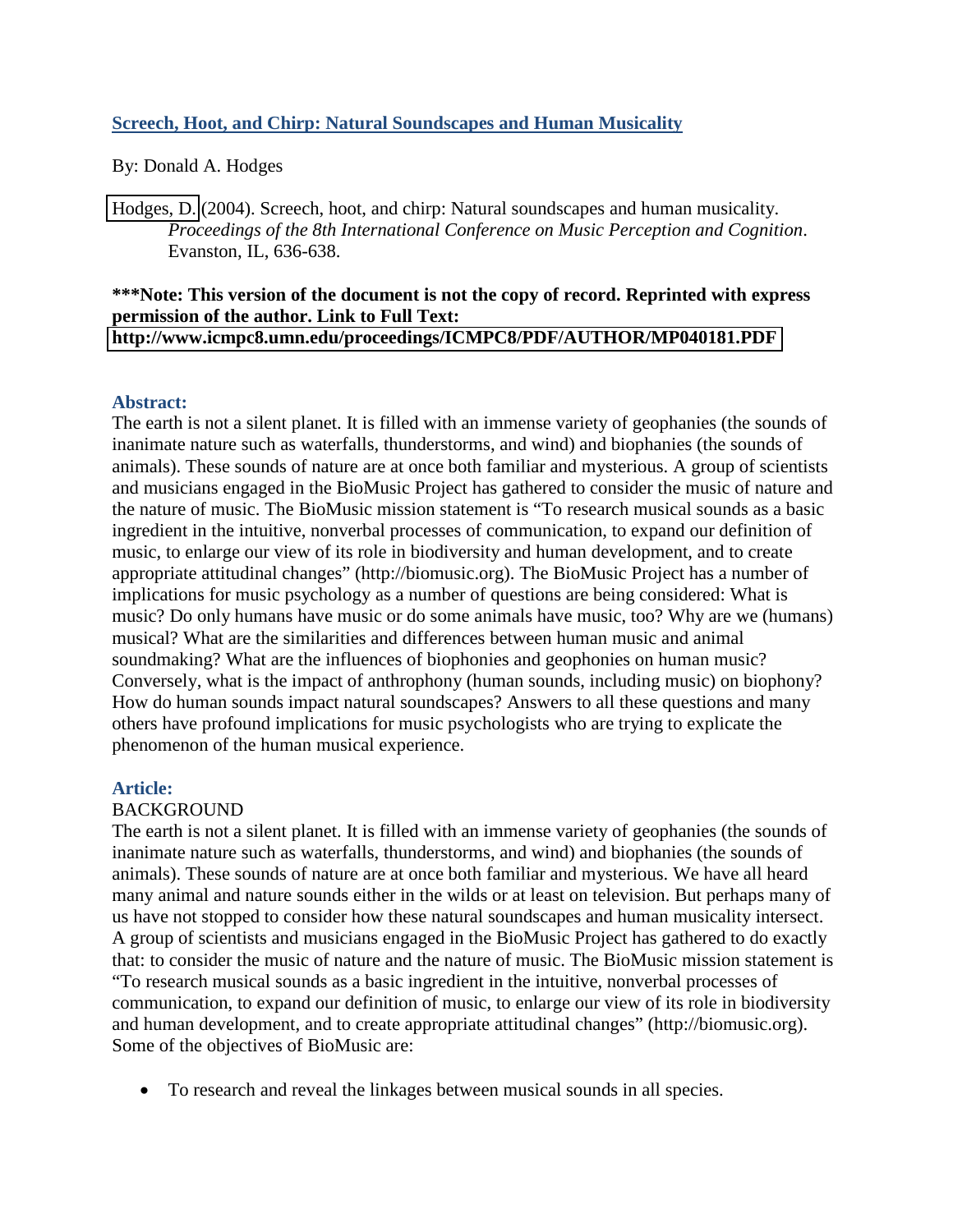# [Screech, Hoot, and Chirp: Natural Soundscapes and Human Musicality](http://www.icmpc8.umn.edu/proceedings/ICMPC8/PDF/AUTHOR/MP040181.PDF)

By: Donald A. Hodges

Hodges, D. (2004). Screech, hoot, and chirp: Natural soundscapes and human musicality. *Proceedings of the 8th International Conference on Music Perception and Cognition*. Evanston, IL, 636-638.

**\*\*\*Note: This version of the document is not the copy of record. Reprinted with express permission of the author. Link to Full Text: http://www.icmpc8.umn.edu/proceedings/ICMPC8/PDF/AUTHOR/MP040181.PDF**

## Abstract:

The earth is not a silent planet. It is filled with an immense variety of geophanies (the sounds of inanimate nature such as waterfalls, thunderstorms, and wind) and biophanies (the sounds of animals). These sounds of nature are at once both familiar and mysterious. A group of scientists and musicians engaged in the BioMusic Project has gathered to consider the music of nature and the nature of music. The BioMusic mission statement is "To research musical sounds as a basic ingredient in the intuitive, nonverbal processes of communication, to expand our definition of music, to enlarge our view of its role in biodiversity and human development, and to create appropriate attitudinal changes" (http://biomusic.org). The BioMusic Project has a number of implications for music psychology as a number of questions are being considered: What is music? Do only humans have music or do some animals have music, too? Why are we (humans) musical? What are the similarities and differences between human music and animal soundmaking? What are the influences of biophonies and geophonies on human music? Conversely, what is the impact of anthrophony (human sounds, including music) on biophony? How do human sounds impact natural soundscapes? Answers to all these questions and many others have profound implications for music psychologists who are trying to explicate the phenomenon of the human musical experience.

## Article:

### BACKGROUND

The earth is not a silent planet. It is filled with an immense variety of geophanies (the sounds of inanimate nature such as waterfalls, thunderstorms, and wind) and biophanies (the sounds of animals). These sounds of nature are at once both familiar and mysterious. We have all heard many animal and nature sounds either in the wilds or at least on television. But perhaps many of us have not stopped to consider how these natural soundscapes and human musicality intersect. A group of scientists and musicians engaged in the BioMusic Project has gathered to do exactly that: to consider the music of nature and the nature of music. The BioMusic mission statement is "To research musical sounds as a basic ingredient in the intuitive, nonverbal processes of communication, to expand our definition of music, to enlarge our view of its role in biodiversity and human development, and to create appropriate attitudinal changes" (http://biomusic.org). Some of the objectives of BioMusic are:

- To research and reveal the linkages between musical sounds in all species.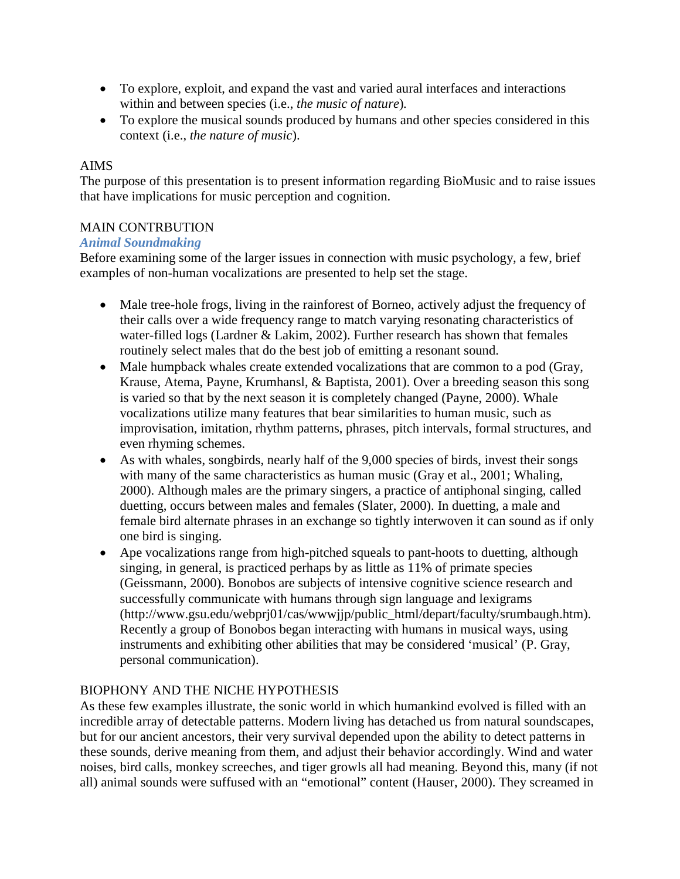- To explore, exploit, and expand the vast and varied aural interfaces and interactions within and between species (i.e., *the music of nature*).
- To explore the musical sounds produced by humans and other species considered in this context (i.e., *the nature of music*).

AIMS

The purpose of this presentation is to present information regarding BioMusic and to raise issues that have implications for music perception and cognition.

MAIN CONTRBUTION

***Animal Soundmaking***

Before examining some of the larger issues in connection with music psychology, a few, brief examples of non-human vocalizations are presented to help set the stage.

- Male tree-hole frogs, living in the rainforest of Borneo, actively adjust the frequency of their calls over a wide frequency range to match varying resonating characteristics of water-filled logs (Lardner & Lakim, 2002). Further research has shown that females routinely select males that do the best job of emitting a resonant sound.
- Male humpback whales create extended vocalizations that are common to a pod (Gray, Krause, Atema, Payne, Krumhansl, & Baptista, 2001). Over a breeding season this song is varied so that by the next season it is completely changed (Payne, 2000). Whale vocalizations utilize many features that bear similarities to human music, such as improvisation, imitation, rhythm patterns, phrases, pitch intervals, formal structures, and even rhyming schemes.
- As with whales, songbirds, nearly half of the 9,000 species of birds, invest their songs with many of the same characteristics as human music (Gray et al., 2001; Whaling, 2000). Although males are the primary singers, a practice of antiphonal singing, called duetting, occurs between males and females (Slater, 2000). In duetting, a male and female bird alternate phrases in an exchange so tightly interwoven it can sound as if only one bird is singing.
- Ape vocalizations range from high-pitched squeals to pant-hoots to duetting, although singing, in general, is practiced perhaps by as little as 11% of primate species (Geissmann, 2000). Bonobos are subjects of intensive cognitive science research and successfully communicate with humans through sign language and lexigrams (http://www.gsu.edu/webprj01/cas/wwwjjp/public_html/depart/faculty/srumbaugh.htm). Recently a group of Bonobos began interacting with humans in musical ways, using instruments and exhibiting other abilities that may be considered 'musical' (P. Gray, personal communication).

BIOPHONY AND THE NICHE HYPOTHESIS

As these few examples illustrate, the sonic world in which humankind evolved is filled with an incredible array of detectable patterns. Modern living has detached us from natural soundscapes, but for our ancient ancestors, their very survival depended upon the ability to detect patterns in these sounds, derive meaning from them, and adjust their behavior accordingly. Wind and water noises, bird calls, monkey screeches, and tiger growls all had meaning. Beyond this, many (if not all) animal sounds were suffused with an "emotional" content (Hauser, 2000). They screamed in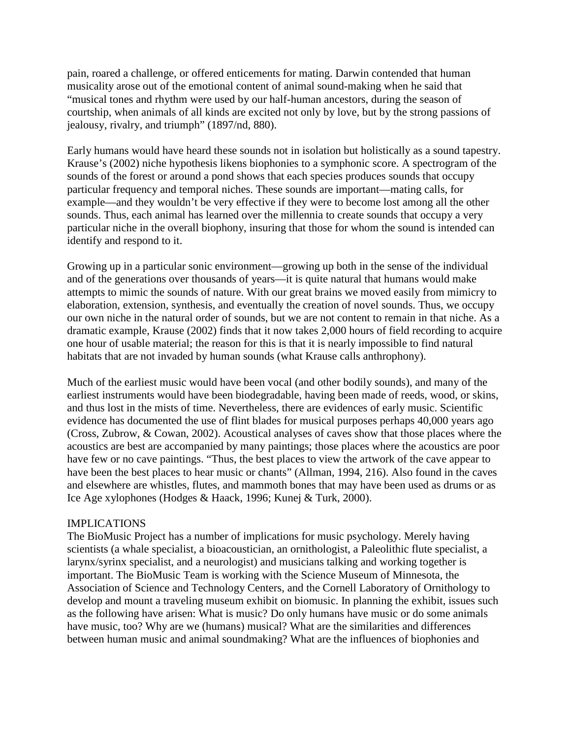pain, roared a challenge, or offered enticements for mating. Darwin contended that human musicality arose out of the emotional content of animal sound-making when he said that "musical tones and rhythm were used by our half-human ancestors, during the season of courtship, when animals of all kinds are excited not only by love, but by the strong passions of jealousy, rivalry, and triumph" (1897/nd, 880).

Early humans would have heard these sounds not in isolation but holistically as a sound tapestry. Krause's (2002) niche hypothesis likens biophonies to a symphonic score. A spectrogram of the sounds of the forest or around a pond shows that each species produces sounds that occupy particular frequency and temporal niches. These sounds are important—mating calls, for example—and they wouldn't be very effective if they were to become lost among all the other sounds. Thus, each animal has learned over the millennia to create sounds that occupy a very particular niche in the overall biophony, insuring that those for whom the sound is intended can identify and respond to it.

Growing up in a particular sonic environment—growing up both in the sense of the individual and of the generations over thousands of years—it is quite natural that humans would make attempts to mimic the sounds of nature. With our great brains we moved easily from mimicry to elaboration, extension, synthesis, and eventually the creation of novel sounds. Thus, we occupy our own niche in the natural order of sounds, but we are not content to remain in that niche. As a dramatic example, Krause (2002) finds that it now takes 2,000 hours of field recording to acquire one hour of usable material; the reason for this is that it is nearly impossible to find natural habitats that are not invaded by human sounds (what Krause calls anthrophony).

Much of the earliest music would have been vocal (and other bodily sounds), and many of the earliest instruments would have been biodegradable, having been made of reeds, wood, or skins, and thus lost in the mists of time. Nevertheless, there are evidences of early music. Scientific evidence has documented the use of flint blades for musical purposes perhaps 40,000 years ago (Cross, Zubrow, & Cowan, 2002). Acoustical analyses of caves show that those places where the acoustics are best are accompanied by many paintings; those places where the acoustics are poor have few or no cave paintings. "Thus, the best places to view the artwork of the cave appear to have been the best places to hear music or chants" (Allman, 1994, 216). Also found in the caves and elsewhere are whistles, flutes, and mammoth bones that may have been used as drums or as Ice Age xylophones (Hodges & Haack, 1996; Kunej & Turk, 2000).

## IMPLICATIONS

The BioMusic Project has a number of implications for music psychology. Merely having scientists (a whale specialist, a bioacoustician, an ornithologist, a Paleolithic flute specialist, a larynx/syrinx specialist, and a neurologist) and musicians talking and working together is important. The BioMusic Team is working with the Science Museum of Minnesota, the Association of Science and Technology Centers, and the Cornell Laboratory of Ornithology to develop and mount a traveling museum exhibit on biomusic. In planning the exhibit, issues such as the following have arisen: What is music? Do only humans have music or do some animals have music, too? Why are we (humans) musical? What are the similarities and differences between human music and animal soundmaking? What are the influences of biophonies and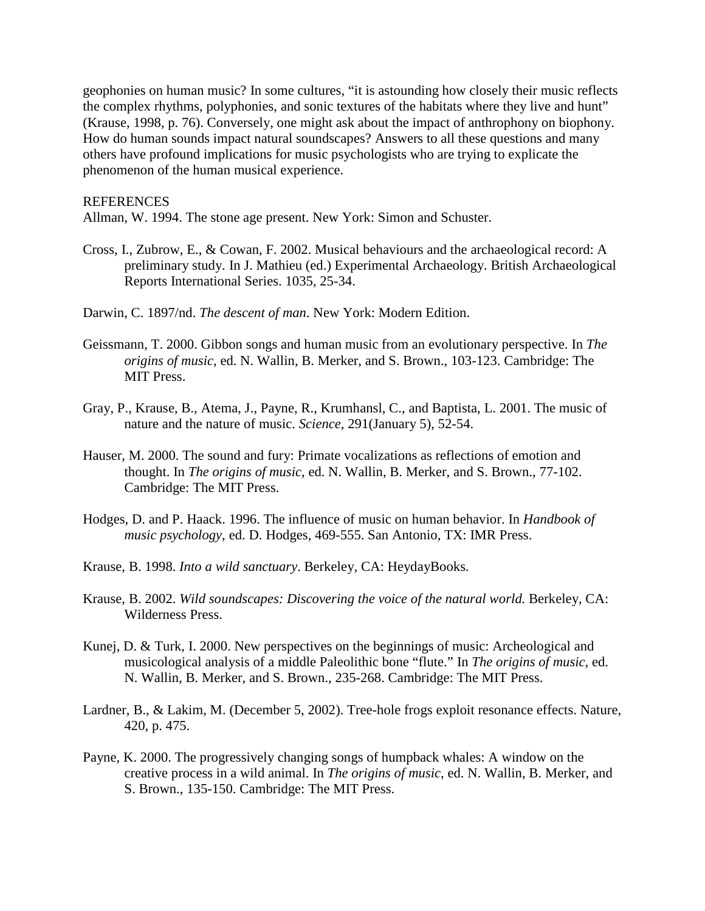geophonies on human music? In some cultures, "it is astounding how closely their music reflects the complex rhythms, polyphonies, and sonic textures of the habitats where they live and hunt" (Krause, 1998, p. 76). Conversely, one might ask about the impact of anthrophony on biophony. How do human sounds impact natural soundscapes? Answers to all these questions and many others have profound implications for music psychologists who are trying to explicate the phenomenon of the human musical experience.

REFERENCES

Allman, W. 1994. The stone age present. New York: Simon and Schuster.

Cross, I., Zubrow, E., & Cowan, F. 2002. Musical behaviours and the archaeological record: A preliminary study. In J. Mathieu (ed.) Experimental Archaeology. British Archaeological Reports International Series. 1035, 25-34.

Darwin, C. 1897/nd. *The descent of man*. New York: Modern Edition.

Geissmann, T. 2000. Gibbon songs and human music from an evolutionary perspective. In *The origins of music*, ed. N. Wallin, B. Merker, and S. Brown., 103-123. Cambridge: The MIT Press.

Gray, P., Krause, B., Atema, J., Payne, R., Krumhansl, C., and Baptista, L. 2001. The music of nature and the nature of music. *Science*, 291(January 5), 52-54.

Hauser, M. 2000. The sound and fury: Primate vocalizations as reflections of emotion and thought. In *The origins of music*, ed. N. Wallin, B. Merker, and S. Brown., 77-102. Cambridge: The MIT Press.

Hodges, D. and P. Haack. 1996. The influence of music on human behavior. In *Handbook of music psychology*, ed. D. Hodges, 469-555. San Antonio, TX: IMR Press.

Krause, B. 1998. *Into a wild sanctuary*. Berkeley, CA: HeydayBooks.

Krause, B. 2002. *Wild soundscapes: Discovering the voice of the natural world.* Berkeley, CA: Wilderness Press.

Kunej, D. & Turk, I. 2000. New perspectives on the beginnings of music: Archeological and musicological analysis of a middle Paleolithic bone "flute." In *The origins of music*, ed. N. Wallin, B. Merker, and S. Brown., 235-268. Cambridge: The MIT Press.

Lardner, B., & Lakim, M. (December 5, 2002). Tree-hole frogs exploit resonance effects. Nature, 420, p. 475.

Payne, K. 2000. The progressively changing songs of humpback whales: A window on the creative process in a wild animal. In *The origins of music*, ed. N. Wallin, B. Merker, and S. Brown., 135-150. Cambridge: The MIT Press.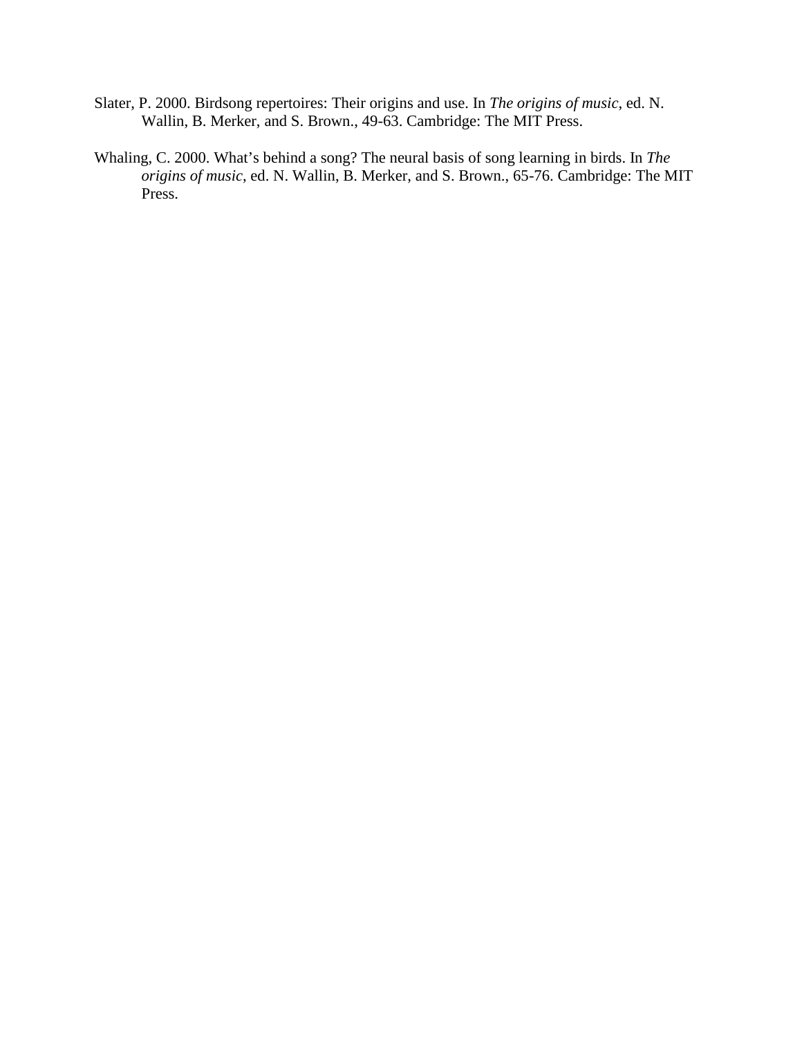Slater, P. 2000. Birdsong repertoires: Their origins and use. In *The origins of music*, ed. N. Wallin, B. Merker, and S. Brown., 49-63. Cambridge: The MIT Press.

Whaling, C. 2000. What's behind a song? The neural basis of song learning in birds. In *The origins of music*, ed. N. Wallin, B. Merker, and S. Brown., 65-76. Cambridge: The MIT Press.